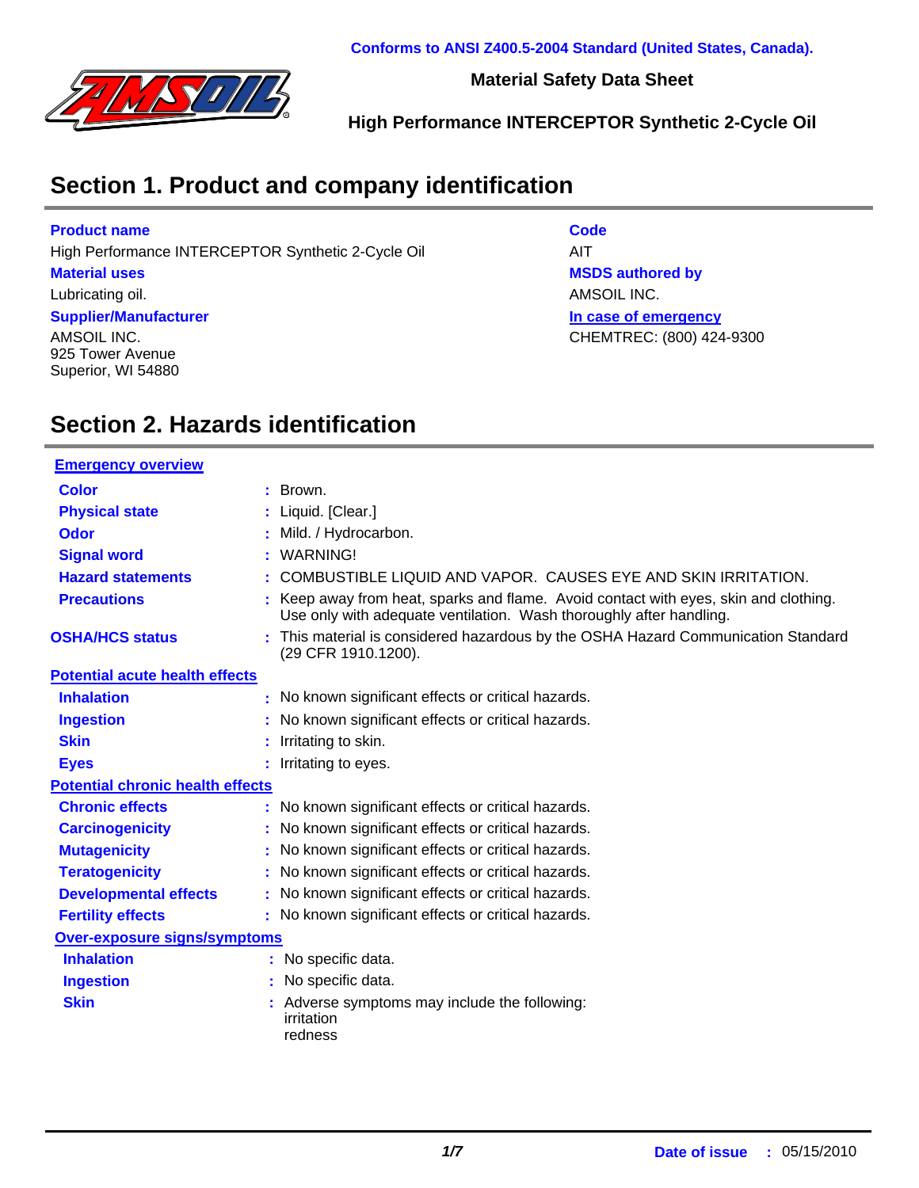Conforms to ANSI Z400.5-2004 Standard (United States, Canada).

**Material Safety Data Sheet**

**High Performance INTERCEPTOR Synthetic 2-Cycle Oil**

## Section 1. Product and company identification

**Product name**
High Performance INTERCEPTOR Synthetic 2-Cycle Oil

**Material uses**
Lubricating oil.

**Supplier/Manufacturer**
AMSOIL INC.
925 Tower Avenue
Superior, WI 54880

**Code**
AIT

**MSDS authored by**
AMSOIL INC.

**In case of emergency**
CHEMTREC: (800) 424-9300

## Section 2. Hazards identification

**Emergency overview**

| | |
|---|---|
| **Color** | Brown. |
| **Physical state** | Liquid. [Clear.] |
| **Odor** | Mild. / Hydrocarbon. |
| **Signal word** | WARNING! |
| **Hazard statements** | COMBUSTIBLE LIQUID AND VAPOR. CAUSES EYE AND SKIN IRRITATION. |
| **Precautions** | Keep away from heat, sparks and flame. Avoid contact with eyes, skin and clothing. Use only with adequate ventilation. Wash thoroughly after handling. |
| **OSHA/HCS status** | This material is considered hazardous by the OSHA Hazard Communication Standard (29 CFR 1910.1200). |

**Potential acute health effects**

| | |
|---|---|
| **Inhalation** | No known significant effects or critical hazards. |
| **Ingestion** | No known significant effects or critical hazards. |
| **Skin** | Irritating to skin. |
| **Eyes** | Irritating to eyes. |

**Potential chronic health effects**

| | |
|---|---|
| **Chronic effects** | No known significant effects or critical hazards. |
| **Carcinogenicity** | No known significant effects or critical hazards. |
| **Mutagenicity** | No known significant effects or critical hazards. |
| **Teratogenicity** | No known significant effects or critical hazards. |
| **Developmental effects** | No known significant effects or critical hazards. |
| **Fertility effects** | No known significant effects or critical hazards. |

**Over-exposure signs/symptoms**

| | |
|---|---|
| **Inhalation** | No specific data. |
| **Ingestion** | No specific data. |
| **Skin** | Adverse symptoms may include the following: irritation redness |

**Date of issue** : 05/15/2010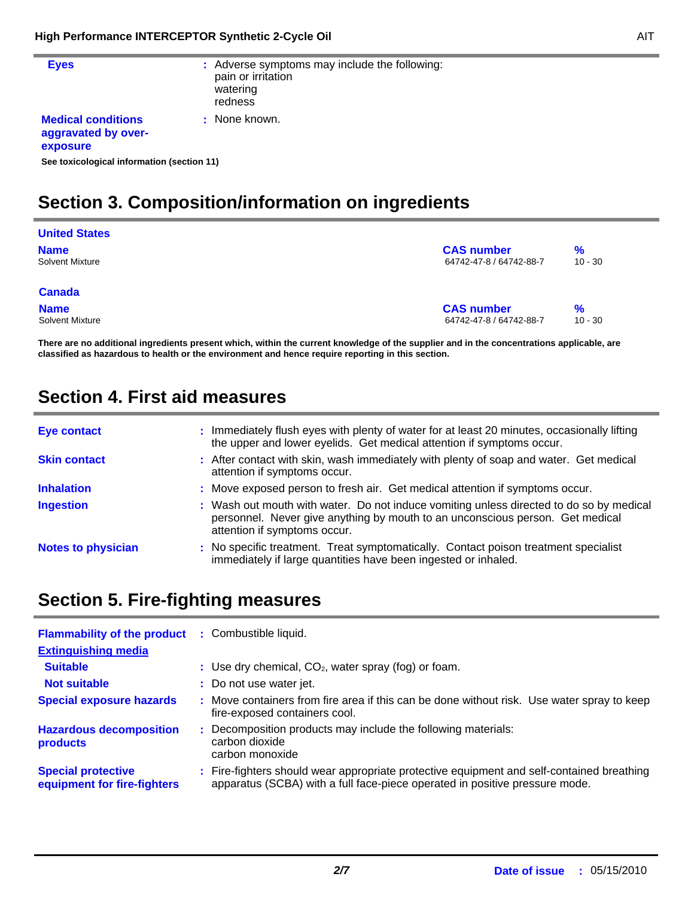| | |
|---|---|
| **Eyes** | : Adverse symptoms may include the following:<br>pain or irritation<br>watering<br>redness |
| **Medical conditions aggravated by over-exposure** | : None known. |

**See toxicological information (section 11)**

## Section 3. Composition/information on ingredients

**United States**

| Name | CAS number | % |
|---|---|---|
| Solvent Mixture | 64742-47-8 / 64742-88-7 | 10 - 30 |

**Canada**

| Name | CAS number | % |
|---|---|---|
| Solvent Mixture | 64742-47-8 / 64742-88-7 | 10 - 30 |

**There are no additional ingredients present which, within the current knowledge of the supplier and in the concentrations applicable, are classified as hazardous to health or the environment and hence require reporting in this section.**

## Section 4. First aid measures

| | |
|---|---|
| **Eye contact** | : Immediately flush eyes with plenty of water for at least 20 minutes, occasionally lifting the upper and lower eyelids. Get medical attention if symptoms occur. |
| **Skin contact** | : After contact with skin, wash immediately with plenty of soap and water. Get medical attention if symptoms occur. |
| **Inhalation** | : Move exposed person to fresh air. Get medical attention if symptoms occur. |
| **Ingestion** | : Wash out mouth with water. Do not induce vomiting unless directed to do so by medical personnel. Never give anything by mouth to an unconscious person. Get medical attention if symptoms occur. |
| **Notes to physician** | : No specific treatment. Treat symptomatically. Contact poison treatment specialist immediately if large quantities have been ingested or inhaled. |

## Section 5. Fire-fighting measures

| | |
|---|---|
| **Flammability of the product** | : Combustible liquid. |
| **Extinguishing media** | |
| **Suitable** | : Use dry chemical, $CO_2$, water spray (fog) or foam. |
| **Not suitable** | : Do not use water jet. |
| **Special exposure hazards** | : Move containers from fire area if this can be done without risk. Use water spray to keep fire-exposed containers cool. |
| **Hazardous decomposition products** | : Decomposition products may include the following materials:<br>carbon dioxide<br>carbon monoxide |
| **Special protective equipment for fire-fighters** | : Fire-fighters should wear appropriate protective equipment and self-contained breathing apparatus (SCBA) with a full face-piece operated in positive pressure mode. |

**Date of issue** : 05/15/2010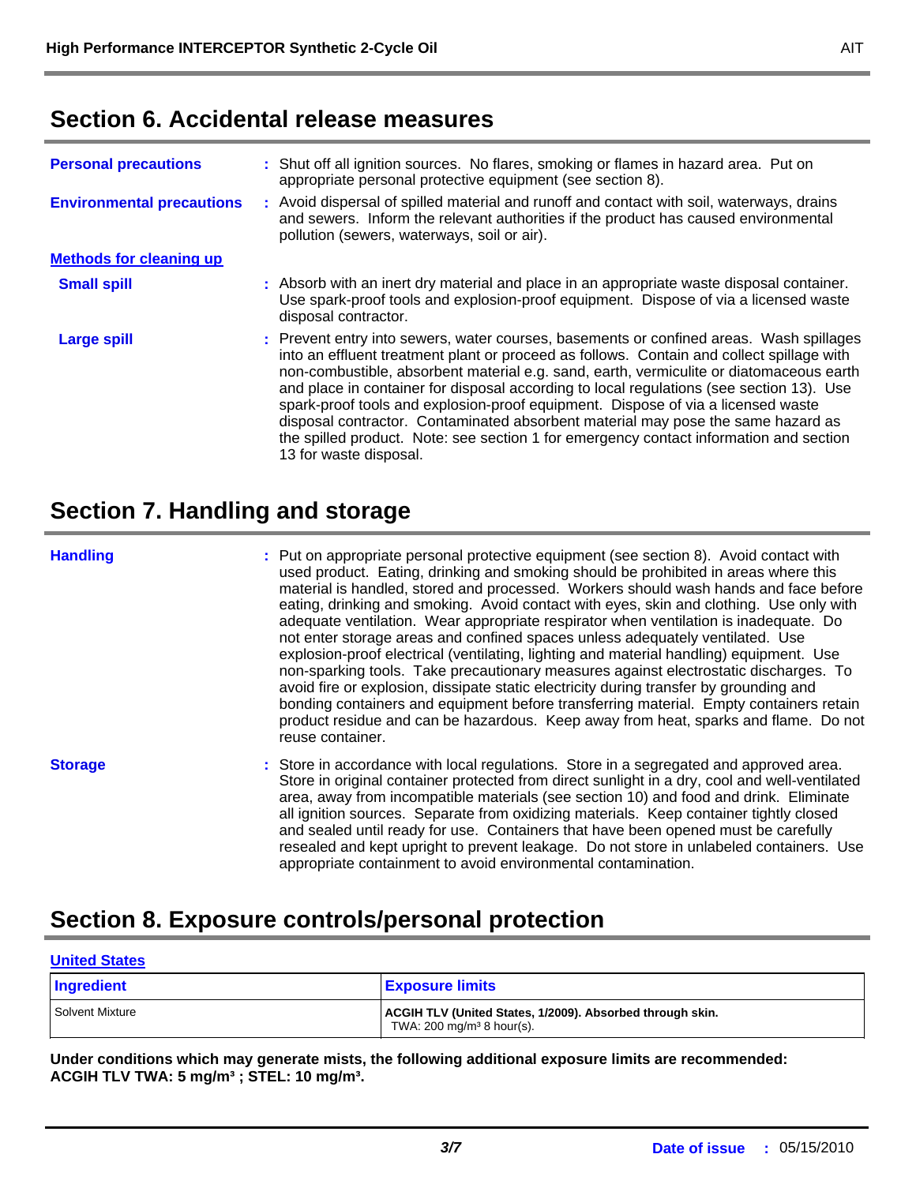## Section 6. Accidental release measures

**Personal precautions** : Shut off all ignition sources. No flares, smoking or flames in hazard area. Put on appropriate personal protective equipment (see section 8).

**Environmental precautions** : Avoid dispersal of spilled material and runoff and contact with soil, waterways, drains and sewers. Inform the relevant authorities if the product has caused environmental pollution (sewers, waterways, soil or air).

**Methods for cleaning up**

**Small spill** : Absorb with an inert dry material and place in an appropriate waste disposal container. Use spark-proof tools and explosion-proof equipment. Dispose of via a licensed waste disposal contractor.

**Large spill** : Prevent entry into sewers, water courses, basements or confined areas. Wash spillages into an effluent treatment plant or proceed as follows. Contain and collect spillage with non-combustible, absorbent material e.g. sand, earth, vermiculite or diatomaceous earth and place in container for disposal according to local regulations (see section 13). Use spark-proof tools and explosion-proof equipment. Dispose of via a licensed waste disposal contractor. Contaminated absorbent material may pose the same hazard as the spilled product. Note: see section 1 for emergency contact information and section 13 for waste disposal.

## Section 7. Handling and storage

**Handling** : Put on appropriate personal protective equipment (see section 8). Avoid contact with used product. Eating, drinking and smoking should be prohibited in areas where this material is handled, stored and processed. Workers should wash hands and face before eating, drinking and smoking. Avoid contact with eyes, skin and clothing. Use only with adequate ventilation. Wear appropriate respirator when ventilation is inadequate. Do not enter storage areas and confined spaces unless adequately ventilated. Use explosion-proof electrical (ventilating, lighting and material handling) equipment. Use non-sparking tools. Take precautionary measures against electrostatic discharges. To avoid fire or explosion, dissipate static electricity during transfer by grounding and bonding containers and equipment before transferring material. Empty containers retain product residue and can be hazardous. Keep away from heat, sparks and flame. Do not reuse container.

**Storage** : Store in accordance with local regulations. Store in a segregated and approved area. Store in original container protected from direct sunlight in a dry, cool and well-ventilated area, away from incompatible materials (see section 10) and food and drink. Eliminate all ignition sources. Separate from oxidizing materials. Keep container tightly closed and sealed until ready for use. Containers that have been opened must be carefully resealed and kept upright to prevent leakage. Do not store in unlabeled containers. Use appropriate containment to avoid environmental contamination.

## Section 8. Exposure controls/personal protection

**United States**

| Ingredient | Exposure limits |
|---|---|
| Solvent Mixture | **ACGIH TLV (United States, 1/2009). Absorbed through skin.** TWA: 200 mg/m³ 8 hour(s). |

**Under conditions which may generate mists, the following additional exposure limits are recommended: ACGIH TLV TWA: 5 mg/m³ ; STEL: 10 mg/m³.**

**Date of issue** : 05/15/2010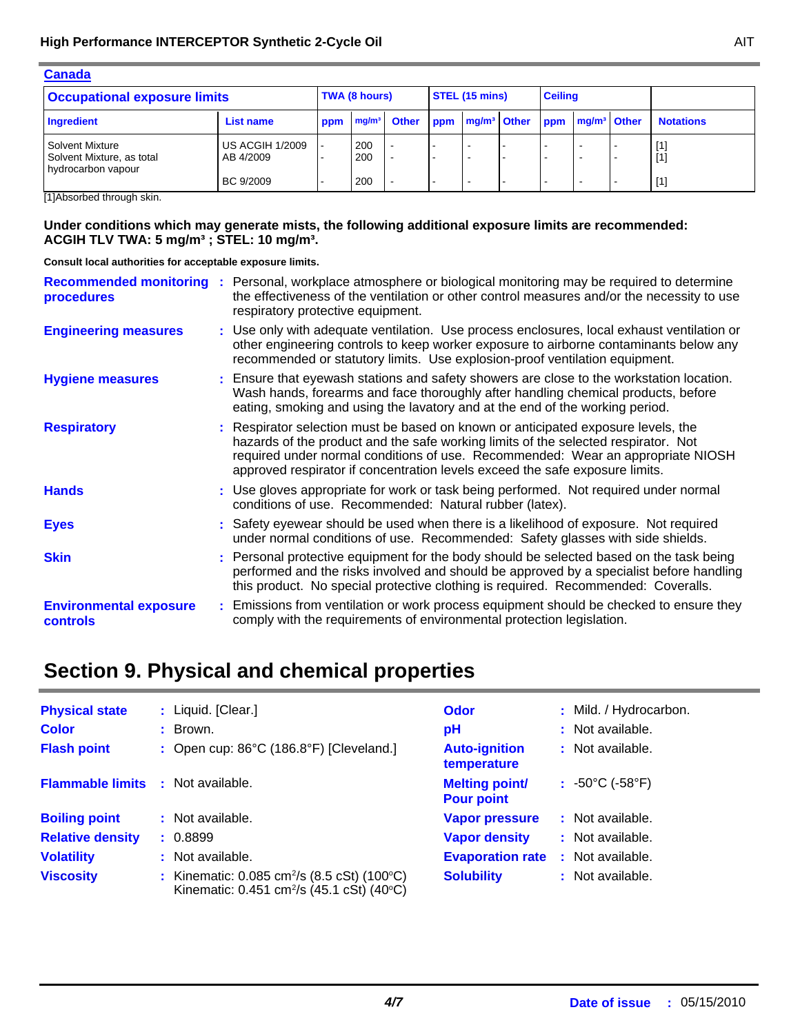## Canada

| Occupational exposure limits | | TWA (8 hours) | | | STEL (15 mins) | | | Ceiling | | | |
|---|---|---|---|---|---|---|---|---|---|---|---|
| Ingredient | List name | ppm | mg/m³ | Other | ppm | mg/m³ | Other | ppm | mg/m³ | Other | Notations |
| Solvent Mixture | US ACGIH 1/2009 | - | 200 | - | - | - | - | - | - | - | [1] |
| Solvent Mixture, as total hydrocarbon vapour | AB 4/2009 | - | 200 | - | - | - | - | - | - | - | [1] |
| | BC 9/2009 | - | 200 | - | - | - | - | - | - | - | [1] |

[1]Absorbed through skin.

**Under conditions which may generate mists, the following additional exposure limits are recommended: ACGIH TLV TWA: 5 mg/m³ ; STEL: 10 mg/m³.**

**Consult local authorities for acceptable exposure limits.**

**Recommended monitoring procedures** : Personal, workplace atmosphere or biological monitoring may be required to determine the effectiveness of the ventilation or other control measures and/or the necessity to use respiratory protective equipment.

**Engineering measures** : Use only with adequate ventilation. Use process enclosures, local exhaust ventilation or other engineering controls to keep worker exposure to airborne contaminants below any recommended or statutory limits. Use explosion-proof ventilation equipment.

**Hygiene measures** : Ensure that eyewash stations and safety showers are close to the workstation location. Wash hands, forearms and face thoroughly after handling chemical products, before eating, smoking and using the lavatory and at the end of the working period.

**Respiratory** : Respirator selection must be based on known or anticipated exposure levels, the hazards of the product and the safe working limits of the selected respirator. Not required under normal conditions of use. Recommended: Wear an appropriate NIOSH approved respirator if concentration levels exceed the safe exposure limits.

**Hands** : Use gloves appropriate for work or task being performed. Not required under normal conditions of use. Recommended: Natural rubber (latex).

**Eyes** : Safety eyewear should be used when there is a likelihood of exposure. Not required under normal conditions of use. Recommended: Safety glasses with side shields.

**Skin** : Personal protective equipment for the body should be selected based on the task being performed and the risks involved and should be approved by a specialist before handling this product. No special protective clothing is required. Recommended: Coveralls.

**Environmental exposure controls** : Emissions from ventilation or work process equipment should be checked to ensure they comply with the requirements of environmental protection legislation.

# Section 9. Physical and chemical properties

**Physical state** : Liquid. [Clear.]

**Color** : Brown.

**Flash point** : Open cup: 86°C (186.8°F) [Cleveland.]

**Flammable limits** : Not available.

**Boiling point** : Not available.

**Relative density** : 0.8899

**Volatility** : Not available.

**Viscosity** : Kinematic: 0.085 cm²/s (8.5 cSt) (100°C)
Kinematic: 0.451 cm²/s (45.1 cSt) (40°C)

**Odor** : Mild. / Hydrocarbon.

**pH** : Not available.

**Auto-ignition temperature** : Not available.

**Melting point/ Pour point** : -50°C (-58°F)

**Vapor pressure** : Not available.

**Vapor density** : Not available.

**Evaporation rate** : Not available.

**Solubility** : Not available.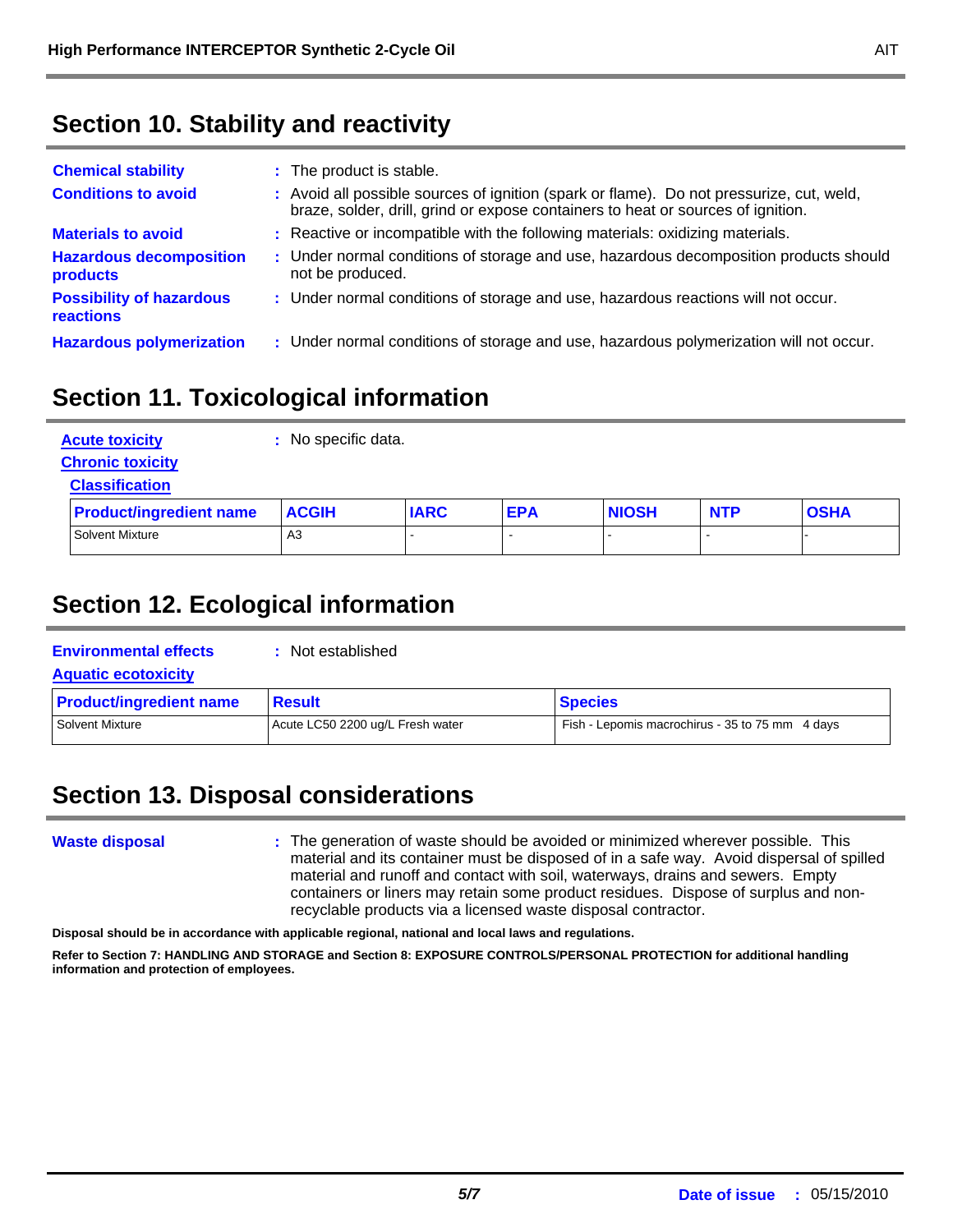## Section 10. Stability and reactivity

**Chemical stability** : The product is stable.

**Conditions to avoid** : Avoid all possible sources of ignition (spark or flame). Do not pressurize, cut, weld, braze, solder, drill, grind or expose containers to heat or sources of ignition.

**Materials to avoid** : Reactive or incompatible with the following materials: oxidizing materials.

**Hazardous decomposition products** : Under normal conditions of storage and use, hazardous decomposition products should not be produced.

**Possibility of hazardous reactions** : Under normal conditions of storage and use, hazardous reactions will not occur.

**Hazardous polymerization** : Under normal conditions of storage and use, hazardous polymerization will not occur.

## Section 11. Toxicological information

**Acute toxicity** : No specific data.

**Chronic toxicity**

**Classification**

| Product/ingredient name | ACGIH | IARC | EPA | NIOSH | NTP | OSHA |
|---|---|---|---|---|---|---|
| Solvent Mixture | A3 | - | - | - | - | - |

## Section 12. Ecological information

**Environmental effects** : Not established

**Aquatic ecotoxicity**

| Product/ingredient name | Result | Species |
|---|---|---|
| Solvent Mixture | Acute LC50 2200 ug/L Fresh water | Fish - Lepomis macrochirus - 35 to 75 mm 4 days |

## Section 13. Disposal considerations

**Waste disposal** : The generation of waste should be avoided or minimized wherever possible. This material and its container must be disposed of in a safe way. Avoid dispersal of spilled material and runoff and contact with soil, waterways, drains and sewers. Empty containers or liners may retain some product residues. Dispose of surplus and non-recyclable products via a licensed waste disposal contractor.

**Disposal should be in accordance with applicable regional, national and local laws and regulations.**

**Refer to Section 7: HANDLING AND STORAGE and Section 8: EXPOSURE CONTROLS/PERSONAL PROTECTION for additional handling information and protection of employees.**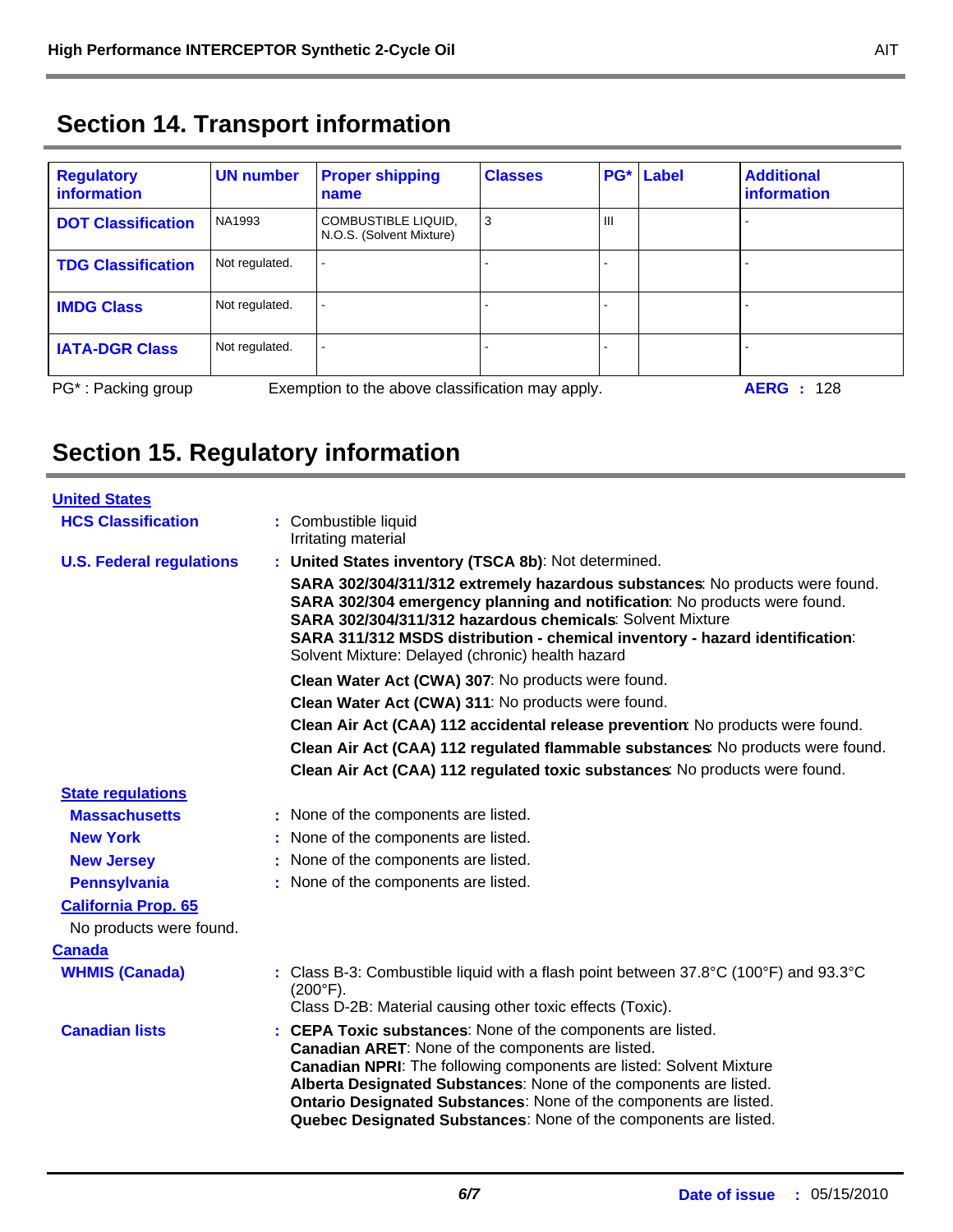## Section 14. Transport information

| Regulatory information | UN number | Proper shipping name | Classes | PG* | Label | Additional information |
|---|---|---|---|---|---|---|
| **DOT Classification** | NA1993 | COMBUSTIBLE LIQUID, N.O.S. (Solvent Mixture) | 3 | III | | - |
| **TDG Classification** | Not regulated. | - | - | - | | - |
| **IMDG Class** | Not regulated. | - | - | - | | - |
| **IATA-DGR Class** | Not regulated. | - | - | - | | - |

PG* : Packing group

Exemption to the above classification may apply.

**AERG** : 128

## Section 15. Regulatory information

**United States**

**HCS Classification** : Combustible liquid
Irritating material

**U.S. Federal regulations** : **United States inventory (TSCA 8b)**: Not determined.

**SARA 302/304/311/312 extremely hazardous substances**: No products were found.
**SARA 302/304 emergency planning and notification**: No products were found.
**SARA 302/304/311/312 hazardous chemicals**: Solvent Mixture
**SARA 311/312 MSDS distribution - chemical inventory - hazard identification**: Solvent Mixture: Delayed (chronic) health hazard

**Clean Water Act (CWA) 307**: No products were found.

**Clean Water Act (CWA) 311**: No products were found.

**Clean Air Act (CAA) 112 accidental release prevention**: No products were found.

**Clean Air Act (CAA) 112 regulated flammable substances**: No products were found.

**Clean Air Act (CAA) 112 regulated toxic substances**: No products were found.

**State regulations**

**Massachusetts** : None of the components are listed.

**New York** : None of the components are listed.

**New Jersey** : None of the components are listed.

**Pennsylvania** : None of the components are listed.

**California Prop. 65**

No products were found.

**Canada**

**WHMIS (Canada)** : Class B-3: Combustible liquid with a flash point between 37.8°C (100°F) and 93.3°C (200°F).
Class D-2B: Material causing other toxic effects (Toxic).

**Canadian lists** : **CEPA Toxic substances**: None of the components are listed.
**Canadian ARET**: None of the components are listed.
**Canadian NPRI**: The following components are listed: Solvent Mixture
**Alberta Designated Substances**: None of the components are listed.
**Ontario Designated Substances**: None of the components are listed.
**Quebec Designated Substances**: None of the components are listed.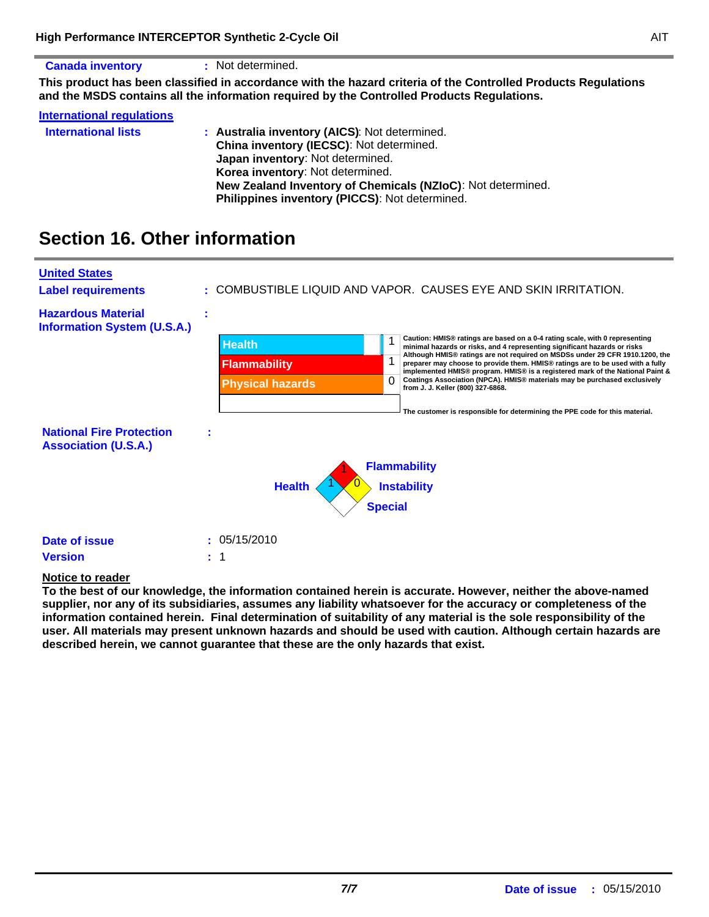**Canada inventory** : Not determined.

**This product has been classified in accordance with the hazard criteria of the Controlled Products Regulations and the MSDS contains all the information required by the Controlled Products Regulations.**

**International regulations**

**International lists** : **Australia inventory (AICS)**: Not determined.
**China inventory (IECSC)**: Not determined.
**Japan inventory**: Not determined.
**Korea inventory**: Not determined.
**New Zealand Inventory of Chemicals (NZIoC)**: Not determined.
**Philippines inventory (PICCS)**: Not determined.

# Section 16. Other information

**United States**

**Label requirements** : COMBUSTIBLE LIQUID AND VAPOR. CAUSES EYE AND SKIN IRRITATION.

**Hazardous Material Information System (U.S.A.)** :

| | |
|---|---|
| Health | 1 |
| Flammability | 1 |
| Physical hazards | 0 |
| | |

Caution: HMIS® ratings are based on a 0-4 rating scale, with 0 representing minimal hazards or risks, and 4 representing significant hazards or risks Although HMIS® ratings are not required on MSDSs under 29 CFR 1910.1200, the preparer may choose to provide them. HMIS® ratings are to be used with a fully implemented HMIS® program. HMIS® is a registered mark of the National Paint & Coatings Association (NPCA). HMIS® materials may be purchased exclusively from J. J. Keller (800) 327-6868.

The customer is responsible for determining the PPE code for this material.

**National Fire Protection Association (U.S.A.)** :

Flammability: 1
Health: 1
Instability: 0
Special

**Date of issue** : 05/15/2010

**Version** : 1

**Notice to reader**

**To the best of our knowledge, the information contained herein is accurate. However, neither the above-named supplier, nor any of its subsidiaries, assumes any liability whatsoever for the accuracy or completeness of the information contained herein. Final determination of suitability of any material is the sole responsibility of the user. All materials may present unknown hazards and should be used with caution. Although certain hazards are described herein, we cannot guarantee that these are the only hazards that exist.**